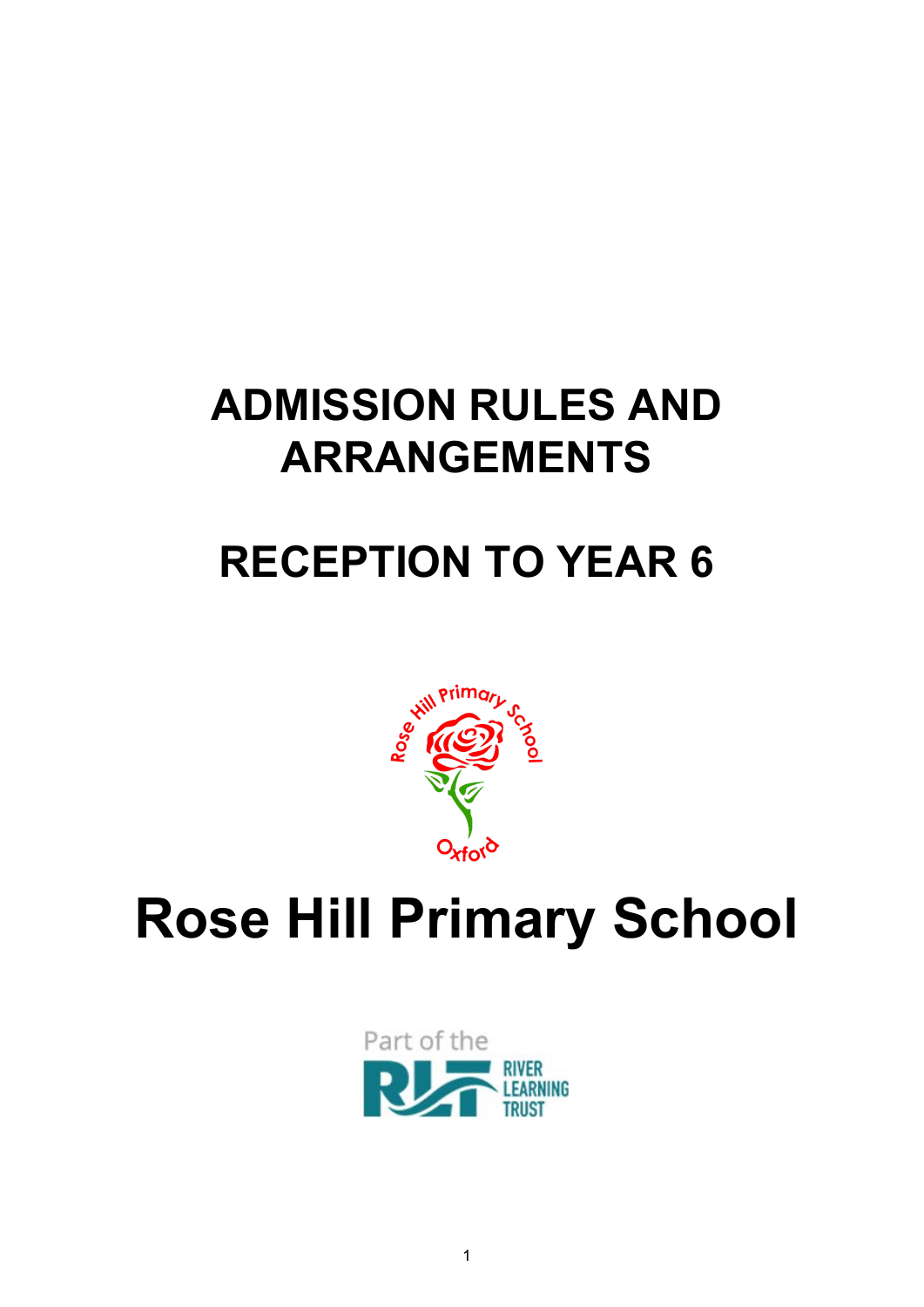# ADMISSION RULES AND ARRANGEMENTS

# RECEPTION TO YEAR 6

# Rose Hill Primary School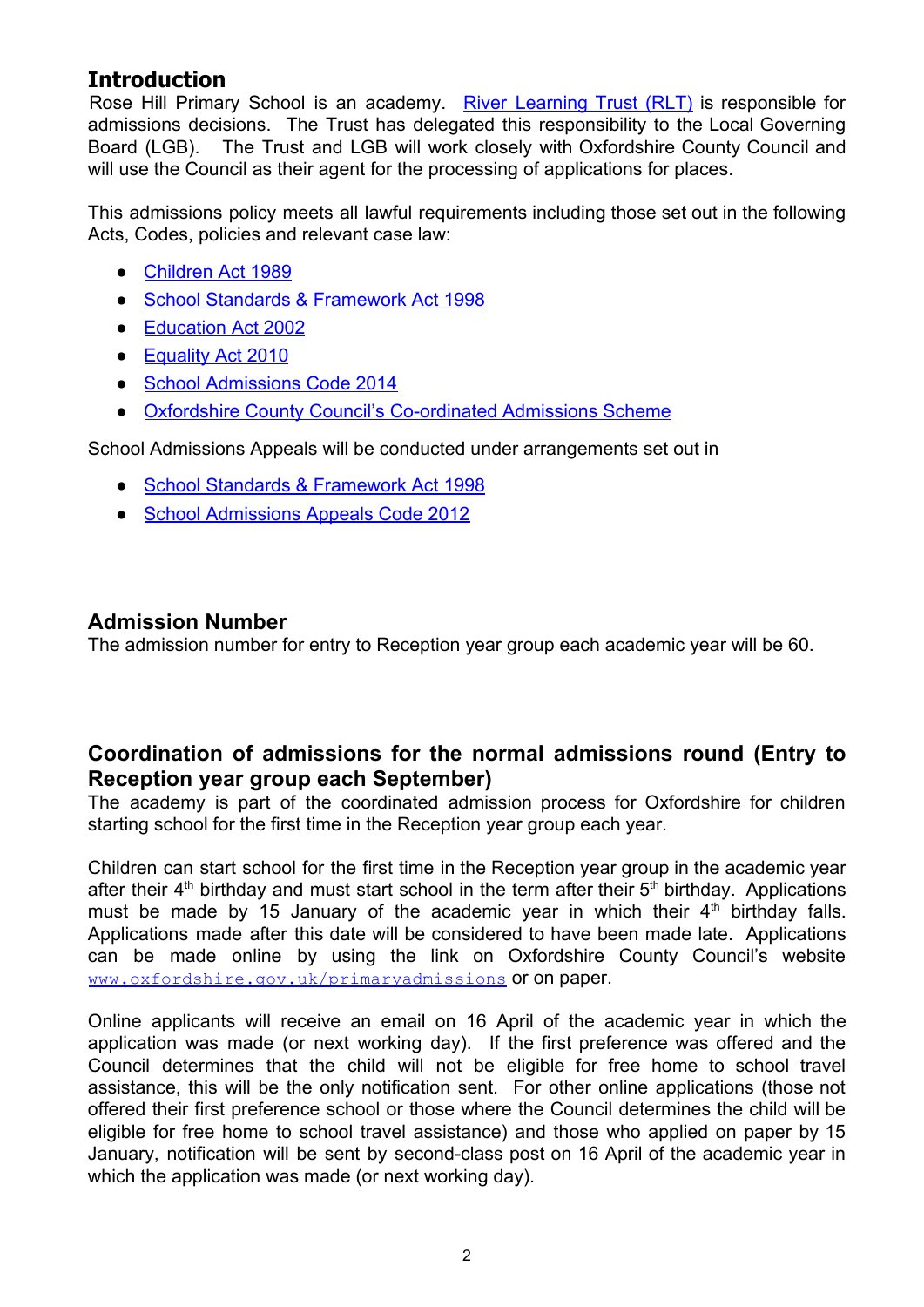## Introduction

Rose Hill Primary School is an academy. [River Learning Trust (RLT)]() is responsible for admissions decisions. The Trust has delegated this responsibility to the Local Governing Board (LGB). The Trust and LGB will work closely with Oxfordshire County Council and will use the Council as their agent for the processing of applications for places.

This admissions policy meets all lawful requirements including those set out in the following Acts, Codes, policies and relevant case law:

- Children Act 1989
- School Standards & Framework Act 1998
- Education Act 2002
- Equality Act 2010
- School Admissions Code 2014
- Oxfordshire County Council's Co-ordinated Admissions Scheme

School Admissions Appeals will be conducted under arrangements set out in

- School Standards & Framework Act 1998
- School Admissions Appeals Code 2012

## Admission Number

The admission number for entry to Reception year group each academic year will be 60.

## Coordination of admissions for the normal admissions round (Entry to Reception year group each September)

The academy is part of the coordinated admission process for Oxfordshire for children starting school for the first time in the Reception year group each year.

Children can start school for the first time in the Reception year group in the academic year after their 4th birthday and must start school in the term after their 5th birthday. Applications must be made by 15 January of the academic year in which their 4th birthday falls. Applications made after this date will be considered to have been made late. Applications can be made online by using the link on Oxfordshire County Council's website www.oxfordshire.gov.uk/primaryadmissions or on paper.

Online applicants will receive an email on 16 April of the academic year in which the application was made (or next working day). If the first preference was offered and the Council determines that the child will not be eligible for free home to school travel assistance, this will be the only notification sent. For other online applications (those not offered their first preference school or those where the Council determines the child will be eligible for free home to school travel assistance) and those who applied on paper by 15 January, notification will be sent by second-class post on 16 April of the academic year in which the application was made (or next working day).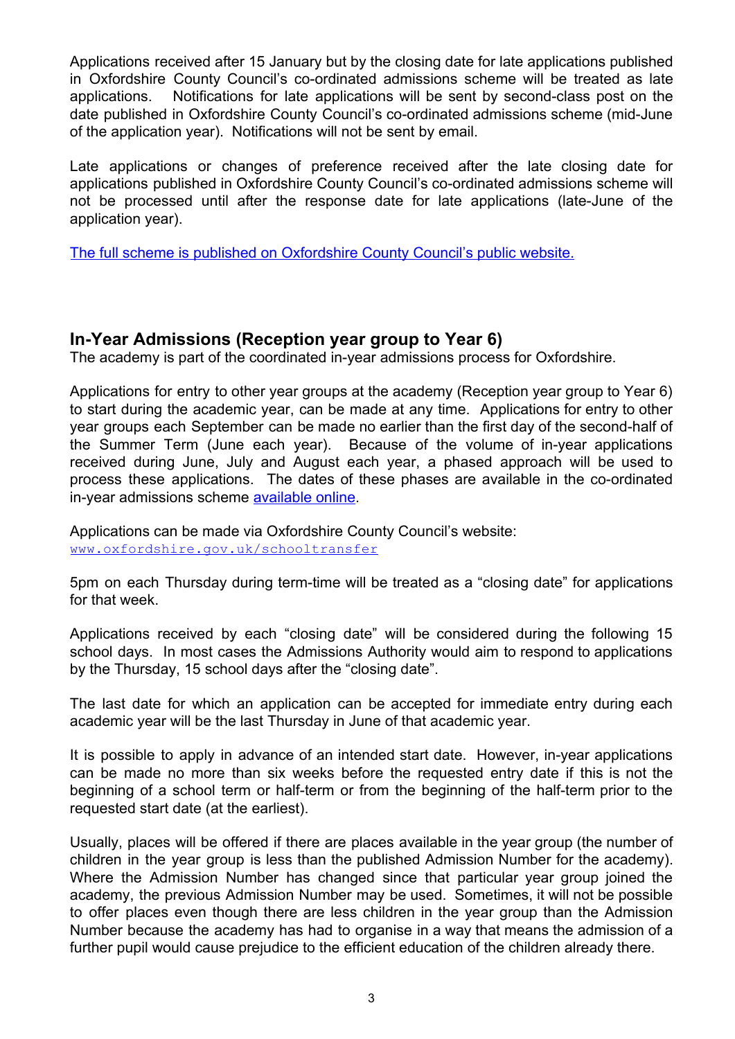Applications received after 15 January but by the closing date for late applications published in Oxfordshire County Council's co-ordinated admissions scheme will be treated as late applications. Notifications for late applications will be sent by second-class post on the date published in Oxfordshire County Council's co-ordinated admissions scheme (mid-June of the application year). Notifications will not be sent by email.

Late applications or changes of preference received after the late closing date for applications published in Oxfordshire County Council's co-ordinated admissions scheme will not be processed until after the response date for late applications (late-June of the application year).

[The full scheme is published on Oxfordshire County Council's public website.]

## In-Year Admissions (Reception year group to Year 6)

The academy is part of the coordinated in-year admissions process for Oxfordshire.

Applications for entry to other year groups at the academy (Reception year group to Year 6) to start during the academic year, can be made at any time. Applications for entry to other year groups each September can be made no earlier than the first day of the second-half of the Summer Term (June each year). Because of the volume of in-year applications received during June, July and August each year, a phased approach will be used to process these applications. The dates of these phases are available in the co-ordinated in-year admissions scheme available online.

Applications can be made via Oxfordshire County Council's website:
www.oxfordshire.gov.uk/schooltransfer

5pm on each Thursday during term-time will be treated as a "closing date" for applications for that week.

Applications received by each "closing date" will be considered during the following 15 school days. In most cases the Admissions Authority would aim to respond to applications by the Thursday, 15 school days after the "closing date".

The last date for which an application can be accepted for immediate entry during each academic year will be the last Thursday in June of that academic year.

It is possible to apply in advance of an intended start date. However, in-year applications can be made no more than six weeks before the requested entry date if this is not the beginning of a school term or half-term or from the beginning of the half-term prior to the requested start date (at the earliest).

Usually, places will be offered if there are places available in the year group (the number of children in the year group is less than the published Admission Number for the academy). Where the Admission Number has changed since that particular year group joined the academy, the previous Admission Number may be used. Sometimes, it will not be possible to offer places even though there are less children in the year group than the Admission Number because the academy has had to organise in a way that means the admission of a further pupil would cause prejudice to the efficient education of the children already there.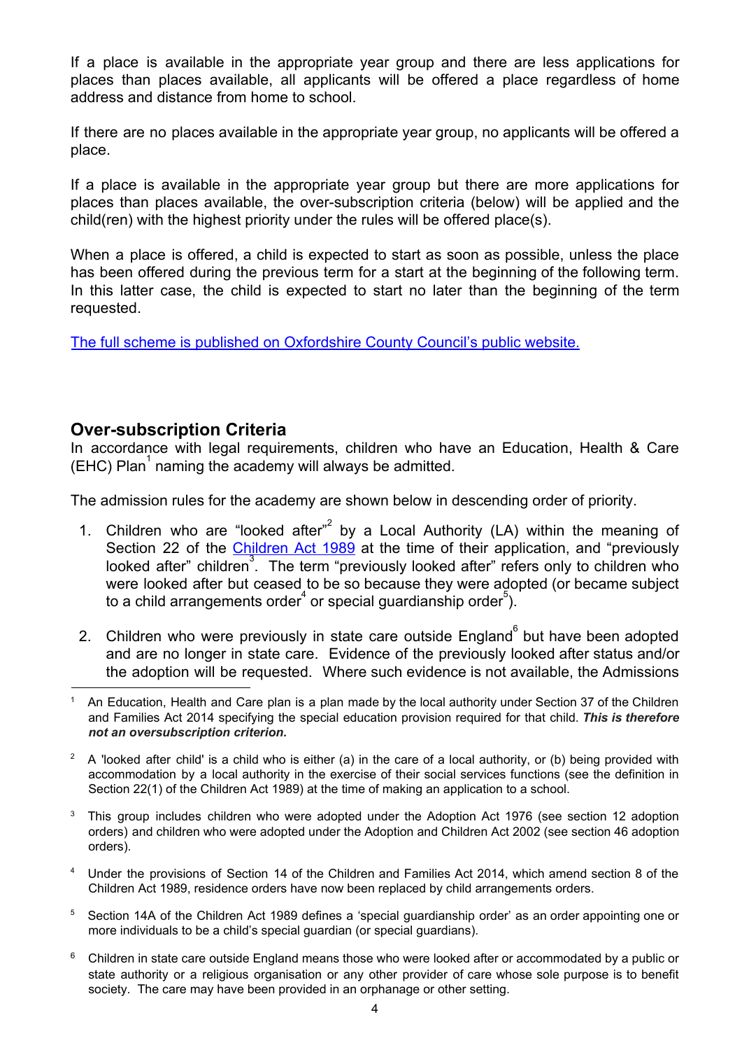If a place is available in the appropriate year group and there are less applications for places than places available, all applicants will be offered a place regardless of home address and distance from home to school.

If there are no places available in the appropriate year group, no applicants will be offered a place.

If a place is available in the appropriate year group but there are more applications for places than places available, the over-subscription criteria (below) will be applied and the child(ren) with the highest priority under the rules will be offered place(s).

When a place is offered, a child is expected to start as soon as possible, unless the place has been offered during the previous term for a start at the beginning of the following term. In this latter case, the child is expected to start no later than the beginning of the term requested.

[The full scheme is published on Oxfordshire County Council's public website.]

## Over-subscription Criteria

In accordance with legal requirements, children who have an Education, Health & Care (EHC) Plan[1] naming the academy will always be admitted.

The admission rules for the academy are shown below in descending order of priority.

1. Children who are "looked after"[2] by a Local Authority (LA) within the meaning of Section 22 of the Children Act 1989 at the time of their application, and "previously looked after" children[3]. The term "previously looked after" refers only to children who were looked after but ceased to be so because they were adopted (or became subject to a child arrangements order[4] or special guardianship order[5]).

2. Children who were previously in state care outside England[6] but have been adopted and are no longer in state care. Evidence of the previously looked after status and/or the adoption will be requested. Where such evidence is not available, the Admissions

---

[1] An Education, Health and Care plan is a plan made by the local authority under Section 37 of the Children and Families Act 2014 specifying the special education provision required for that child. ***This is therefore not an oversubscription criterion.***

[2] A 'looked after child' is a child who is either (a) in the care of a local authority, or (b) being provided with accommodation by a local authority in the exercise of their social services functions (see the definition in Section 22(1) of the Children Act 1989) at the time of making an application to a school.

[3] This group includes children who were adopted under the Adoption Act 1976 (see section 12 adoption orders) and children who were adopted under the Adoption and Children Act 2002 (see section 46 adoption orders).

[4] Under the provisions of Section 14 of the Children and Families Act 2014, which amend section 8 of the Children Act 1989, residence orders have now been replaced by child arrangements orders.

[5] Section 14A of the Children Act 1989 defines a 'special guardianship order' as an order appointing one or more individuals to be a child's special guardian (or special guardians).

[6] Children in state care outside England means those who were looked after or accommodated by a public or state authority or a religious organisation or any other provider of care whose sole purpose is to benefit society. The care may have been provided in an orphanage or other setting.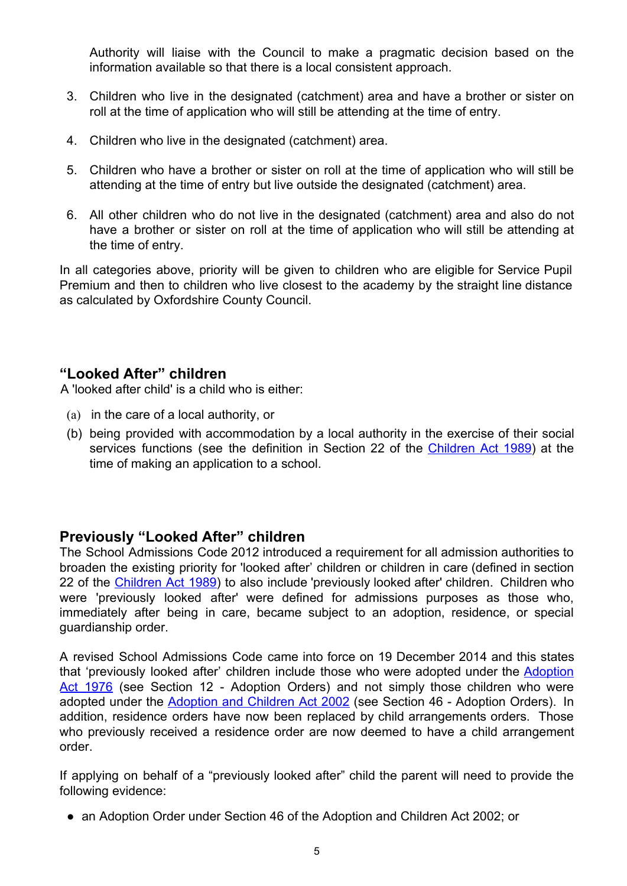Authority will liaise with the Council to make a pragmatic decision based on the information available so that there is a local consistent approach.

3. Children who live in the designated (catchment) area and have a brother or sister on roll at the time of application who will still be attending at the time of entry.

4. Children who live in the designated (catchment) area.

5. Children who have a brother or sister on roll at the time of application who will still be attending at the time of entry but live outside the designated (catchment) area.

6. All other children who do not live in the designated (catchment) area and also do not have a brother or sister on roll at the time of application who will still be attending at the time of entry.

In all categories above, priority will be given to children who are eligible for Service Pupil Premium and then to children who live closest to the academy by the straight line distance as calculated by Oxfordshire County Council.

## "Looked After" children

A 'looked after child' is a child who is either:

(a) in the care of a local authority, or

(b) being provided with accommodation by a local authority in the exercise of their social services functions (see the definition in Section 22 of the Children Act 1989) at the time of making an application to a school.

## Previously "Looked After" children

The School Admissions Code 2012 introduced a requirement for all admission authorities to broaden the existing priority for 'looked after' children or children in care (defined in section 22 of the Children Act 1989) to also include 'previously looked after' children. Children who were 'previously looked after' were defined for admissions purposes as those who, immediately after being in care, became subject to an adoption, residence, or special guardianship order.

A revised School Admissions Code came into force on 19 December 2014 and this states that 'previously looked after' children include those who were adopted under the Adoption Act 1976 (see Section 12 - Adoption Orders) and not simply those children who were adopted under the Adoption and Children Act 2002 (see Section 46 - Adoption Orders). In addition, residence orders have now been replaced by child arrangements orders. Those who previously received a residence order are now deemed to have a child arrangement order.

If applying on behalf of a "previously looked after" child the parent will need to provide the following evidence:

- an Adoption Order under Section 46 of the Adoption and Children Act 2002; or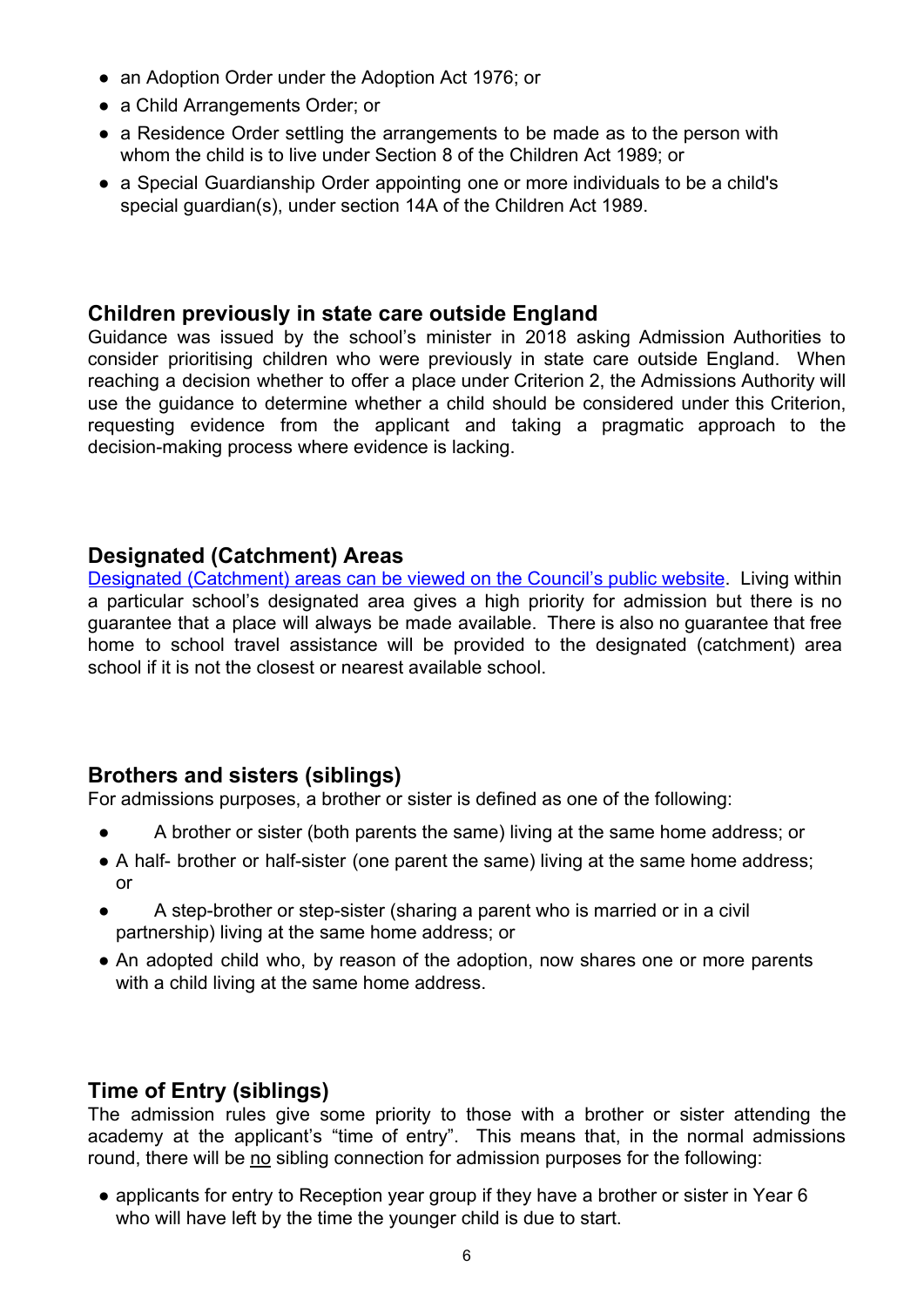- an Adoption Order under the Adoption Act 1976; or
- a Child Arrangements Order; or
- a Residence Order settling the arrangements to be made as to the person with whom the child is to live under Section 8 of the Children Act 1989; or
- a Special Guardianship Order appointing one or more individuals to be a child's special guardian(s), under section 14A of the Children Act 1989.

## Children previously in state care outside England

Guidance was issued by the school's minister in 2018 asking Admission Authorities to consider prioritising children who were previously in state care outside England. When reaching a decision whether to offer a place under Criterion 2, the Admissions Authority will use the guidance to determine whether a child should be considered under this Criterion, requesting evidence from the applicant and taking a pragmatic approach to the decision-making process where evidence is lacking.

## Designated (Catchment) Areas

Designated (Catchment) areas can be viewed on the Council's public website. Living within a particular school's designated area gives a high priority for admission but there is no guarantee that a place will always be made available. There is also no guarantee that free home to school travel assistance will be provided to the designated (catchment) area school if it is not the closest or nearest available school.

## Brothers and sisters (siblings)

For admissions purposes, a brother or sister is defined as one of the following:

- A brother or sister (both parents the same) living at the same home address; or
- A half- brother or half-sister (one parent the same) living at the same home address; or
- A step-brother or step-sister (sharing a parent who is married or in a civil partnership) living at the same home address; or
- An adopted child who, by reason of the adoption, now shares one or more parents with a child living at the same home address.

## Time of Entry (siblings)

The admission rules give some priority to those with a brother or sister attending the academy at the applicant's "time of entry". This means that, in the normal admissions round, there will be no sibling connection for admission purposes for the following:

- applicants for entry to Reception year group if they have a brother or sister in Year 6 who will have left by the time the younger child is due to start.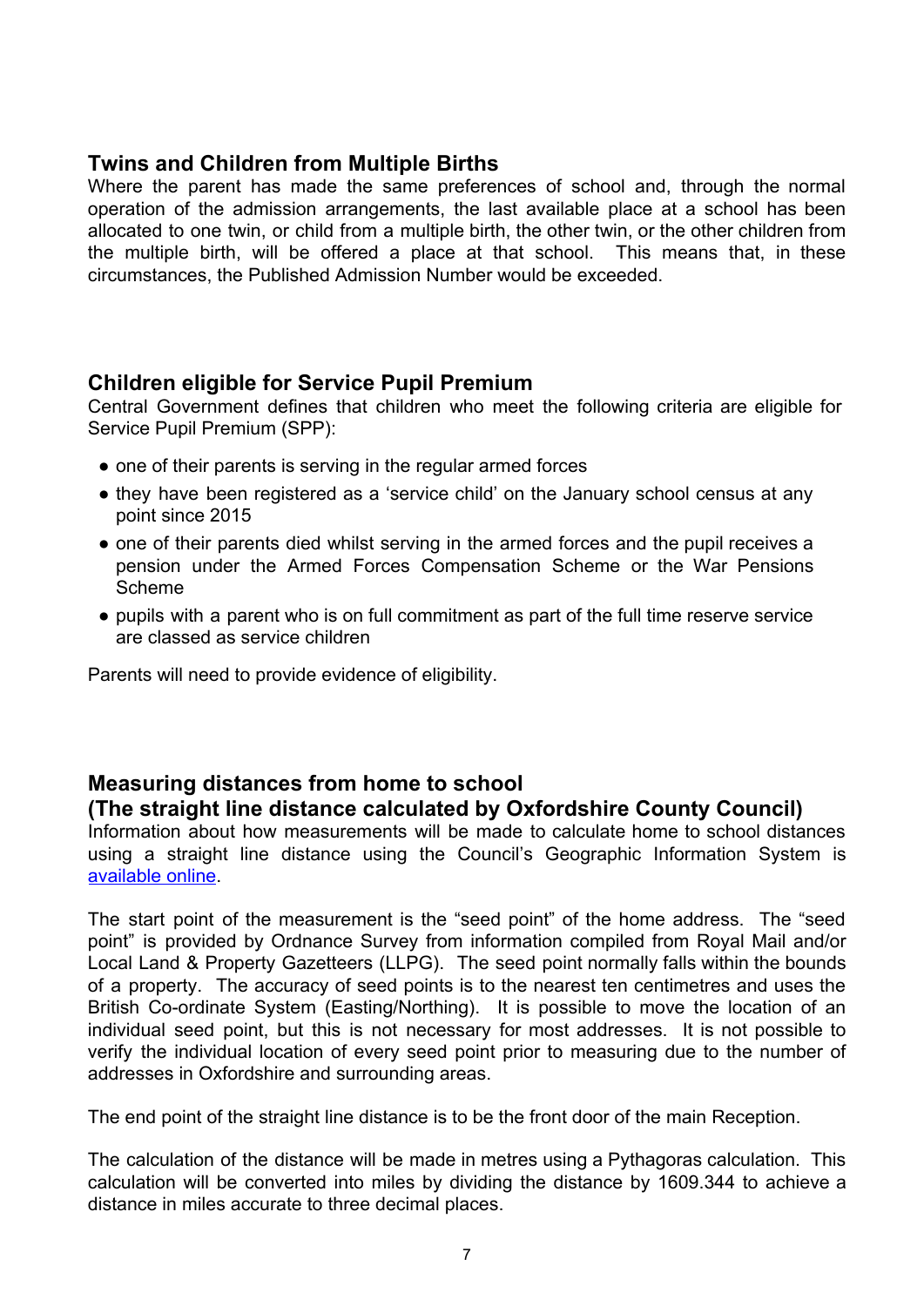## Twins and Children from Multiple Births

Where the parent has made the same preferences of school and, through the normal operation of the admission arrangements, the last available place at a school has been allocated to one twin, or child from a multiple birth, the other twin, or the other children from the multiple birth, will be offered a place at that school. This means that, in these circumstances, the Published Admission Number would be exceeded.

## Children eligible for Service Pupil Premium

Central Government defines that children who meet the following criteria are eligible for Service Pupil Premium (SPP):

- one of their parents is serving in the regular armed forces
- they have been registered as a 'service child' on the January school census at any point since 2015
- one of their parents died whilst serving in the armed forces and the pupil receives a pension under the Armed Forces Compensation Scheme or the War Pensions Scheme
- pupils with a parent who is on full commitment as part of the full time reserve service are classed as service children

Parents will need to provide evidence of eligibility.

## Measuring distances from home to school
## (The straight line distance calculated by Oxfordshire County Council)

Information about how measurements will be made to calculate home to school distances using a straight line distance using the Council's Geographic Information System is available online.

The start point of the measurement is the "seed point" of the home address. The "seed point" is provided by Ordnance Survey from information compiled from Royal Mail and/or Local Land & Property Gazetteers (LLPG). The seed point normally falls within the bounds of a property. The accuracy of seed points is to the nearest ten centimetres and uses the British Co-ordinate System (Easting/Northing). It is possible to move the location of an individual seed point, but this is not necessary for most addresses. It is not possible to verify the individual location of every seed point prior to measuring due to the number of addresses in Oxfordshire and surrounding areas.

The end point of the straight line distance is to be the front door of the main Reception.

The calculation of the distance will be made in metres using a Pythagoras calculation. This calculation will be converted into miles by dividing the distance by 1609.344 to achieve a distance in miles accurate to three decimal places.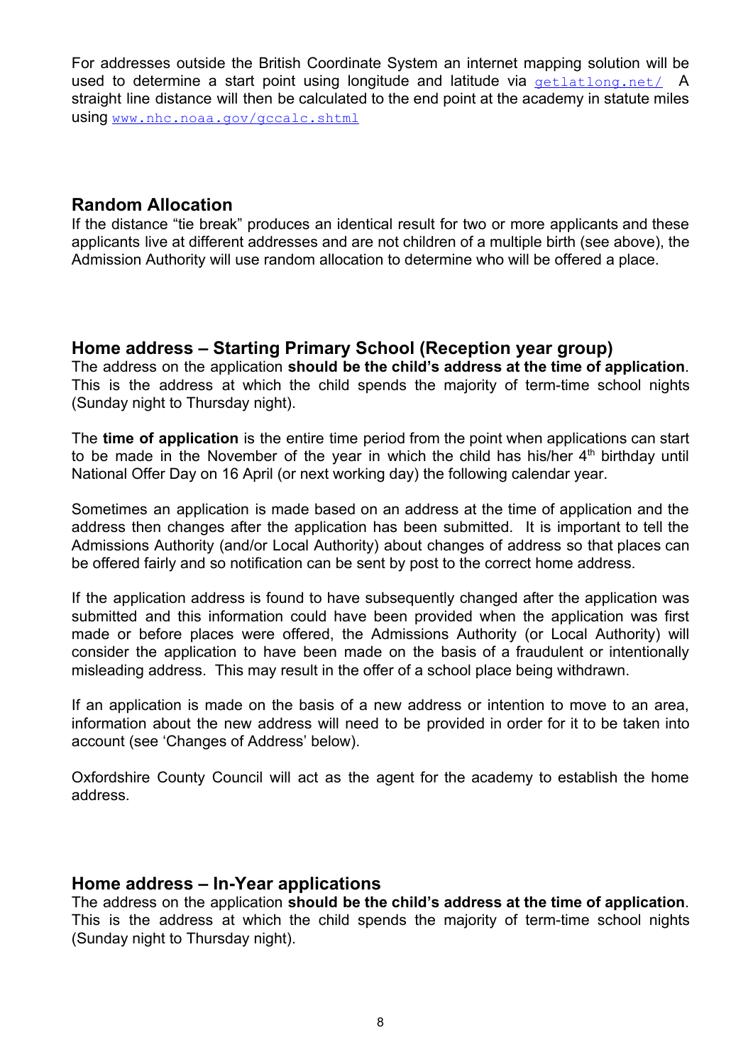For addresses outside the British Coordinate System an internet mapping solution will be used to determine a start point using longitude and latitude via getlatlong.net/ A straight line distance will then be calculated to the end point at the academy in statute miles using www.nhc.noaa.gov/gccalc.shtml

## Random Allocation

If the distance "tie break" produces an identical result for two or more applicants and these applicants live at different addresses and are not children of a multiple birth (see above), the Admission Authority will use random allocation to determine who will be offered a place.

## Home address – Starting Primary School (Reception year group)

The address on the application **should be the child's address at the time of application**. This is the address at which the child spends the majority of term-time school nights (Sunday night to Thursday night).

The **time of application** is the entire time period from the point when applications can start to be made in the November of the year in which the child has his/her 4th birthday until National Offer Day on 16 April (or next working day) the following calendar year.

Sometimes an application is made based on an address at the time of application and the address then changes after the application has been submitted. It is important to tell the Admissions Authority (and/or Local Authority) about changes of address so that places can be offered fairly and so notification can be sent by post to the correct home address.

If the application address is found to have subsequently changed after the application was submitted and this information could have been provided when the application was first made or before places were offered, the Admissions Authority (or Local Authority) will consider the application to have been made on the basis of a fraudulent or intentionally misleading address. This may result in the offer of a school place being withdrawn.

If an application is made on the basis of a new address or intention to move to an area, information about the new address will need to be provided in order for it to be taken into account (see 'Changes of Address' below).

Oxfordshire County Council will act as the agent for the academy to establish the home address.

## Home address – In-Year applications

The address on the application **should be the child's address at the time of application**. This is the address at which the child spends the majority of term-time school nights (Sunday night to Thursday night).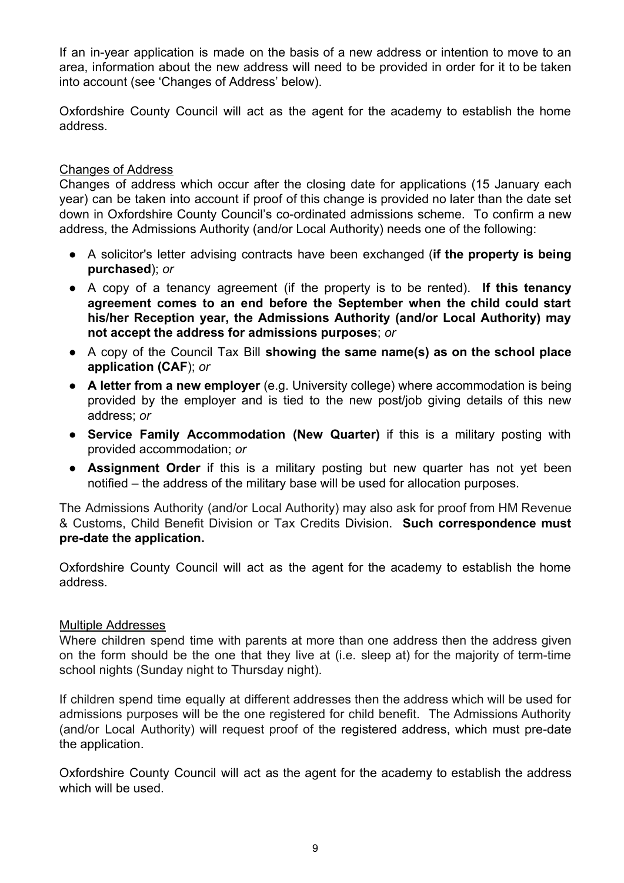If an in-year application is made on the basis of a new address or intention to move to an area, information about the new address will need to be provided in order for it to be taken into account (see 'Changes of Address' below).

Oxfordshire County Council will act as the agent for the academy to establish the home address.

## Changes of Address

Changes of address which occur after the closing date for applications (15 January each year) can be taken into account if proof of this change is provided no later than the date set down in Oxfordshire County Council's co-ordinated admissions scheme. To confirm a new address, the Admissions Authority (and/or Local Authority) needs one of the following:

- A solicitor's letter advising contracts have been exchanged (**if the property is being purchased**); *or*
- A copy of a tenancy agreement (if the property is to be rented). **If this tenancy agreement comes to an end before the September when the child could start his/her Reception year, the Admissions Authority (and/or Local Authority) may not accept the address for admissions purposes**; *or*
- A copy of the Council Tax Bill **showing the same name(s) as on the school place application (CAF**); *or*
- **A letter from a new employer** (e.g. University college) where accommodation is being provided by the employer and is tied to the new post/job giving details of this new address; *or*
- **Service Family Accommodation (New Quarter)** if this is a military posting with provided accommodation; *or*
- **Assignment Order** if this is a military posting but new quarter has not yet been notified – the address of the military base will be used for allocation purposes.

The Admissions Authority (and/or Local Authority) may also ask for proof from HM Revenue & Customs, Child Benefit Division or Tax Credits Division. **Such correspondence must pre-date the application.**

Oxfordshire County Council will act as the agent for the academy to establish the home address.

## Multiple Addresses

Where children spend time with parents at more than one address then the address given on the form should be the one that they live at (i.e. sleep at) for the majority of term-time school nights (Sunday night to Thursday night).

If children spend time equally at different addresses then the address which will be used for admissions purposes will be the one registered for child benefit. The Admissions Authority (and/or Local Authority) will request proof of the registered address, which must pre-date the application.

Oxfordshire County Council will act as the agent for the academy to establish the address which will be used.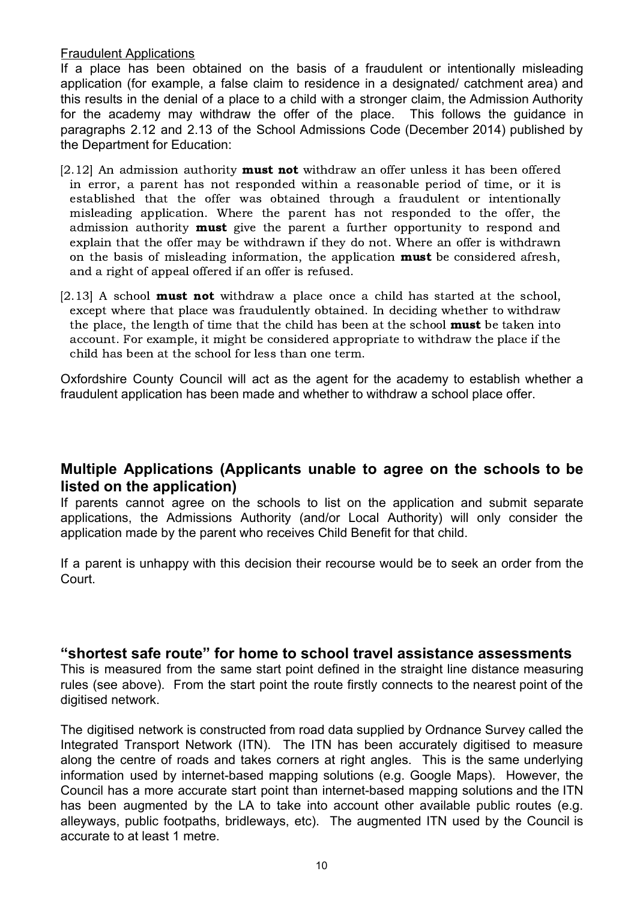Fraudulent Applications

If a place has been obtained on the basis of a fraudulent or intentionally misleading application (for example, a false claim to residence in a designated/ catchment area) and this results in the denial of a place to a child with a stronger claim, the Admission Authority for the academy may withdraw the offer of the place. This follows the guidance in paragraphs 2.12 and 2.13 of the School Admissions Code (December 2014) published by the Department for Education:

[2.12] An admission authority **must not** withdraw an offer unless it has been offered in error, a parent has not responded within a reasonable period of time, or it is established that the offer was obtained through a fraudulent or intentionally misleading application. Where the parent has not responded to the offer, the admission authority **must** give the parent a further opportunity to respond and explain that the offer may be withdrawn if they do not. Where an offer is withdrawn on the basis of misleading information, the application **must** be considered afresh, and a right of appeal offered if an offer is refused.

[2.13] A school **must not** withdraw a place once a child has started at the school, except where that place was fraudulently obtained. In deciding whether to withdraw the place, the length of time that the child has been at the school **must** be taken into account. For example, it might be considered appropriate to withdraw the place if the child has been at the school for less than one term.

Oxfordshire County Council will act as the agent for the academy to establish whether a fraudulent application has been made and whether to withdraw a school place offer.

## Multiple Applications (Applicants unable to agree on the schools to be listed on the application)

If parents cannot agree on the schools to list on the application and submit separate applications, the Admissions Authority (and/or Local Authority) will only consider the application made by the parent who receives Child Benefit for that child.

If a parent is unhappy with this decision their recourse would be to seek an order from the Court.

## "shortest safe route" for home to school travel assistance assessments

This is measured from the same start point defined in the straight line distance measuring rules (see above). From the start point the route firstly connects to the nearest point of the digitised network.

The digitised network is constructed from road data supplied by Ordnance Survey called the Integrated Transport Network (ITN). The ITN has been accurately digitised to measure along the centre of roads and takes corners at right angles. This is the same underlying information used by internet-based mapping solutions (e.g. Google Maps). However, the Council has a more accurate start point than internet-based mapping solutions and the ITN has been augmented by the LA to take into account other available public routes (e.g. alleyways, public footpaths, bridleways, etc). The augmented ITN used by the Council is accurate to at least 1 metre.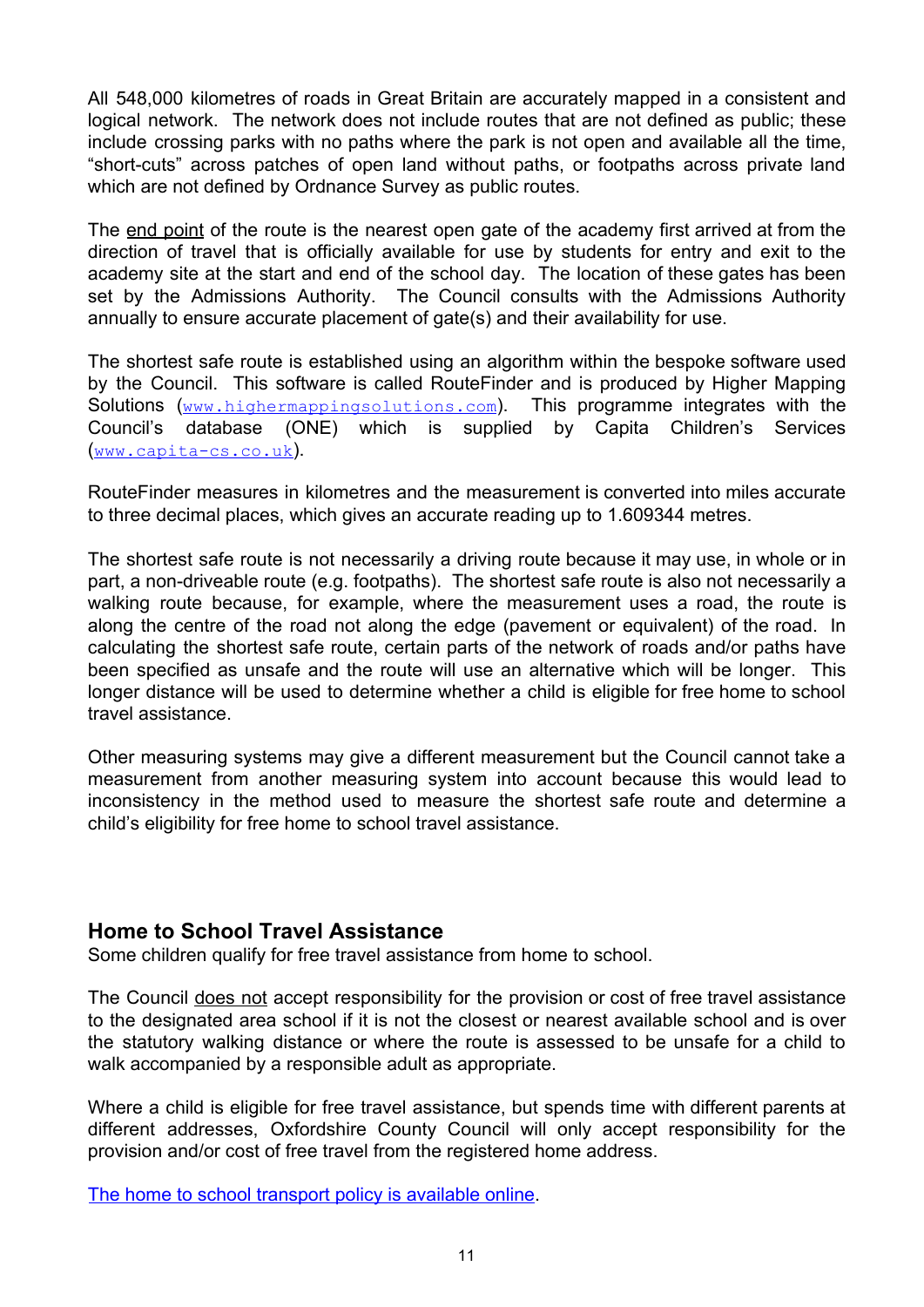All 548,000 kilometres of roads in Great Britain are accurately mapped in a consistent and logical network. The network does not include routes that are not defined as public; these include crossing parks with no paths where the park is not open and available all the time, "short-cuts" across patches of open land without paths, or footpaths across private land which are not defined by Ordnance Survey as public routes.

The end point of the route is the nearest open gate of the academy first arrived at from the direction of travel that is officially available for use by students for entry and exit to the academy site at the start and end of the school day. The location of these gates has been set by the Admissions Authority. The Council consults with the Admissions Authority annually to ensure accurate placement of gate(s) and their availability for use.

The shortest safe route is established using an algorithm within the bespoke software used by the Council. This software is called RouteFinder and is produced by Higher Mapping Solutions (www.highermappingsolutions.com). This programme integrates with the Council's database (ONE) which is supplied by Capita Children's Services (www.capita-cs.co.uk).

RouteFinder measures in kilometres and the measurement is converted into miles accurate to three decimal places, which gives an accurate reading up to 1.609344 metres.

The shortest safe route is not necessarily a driving route because it may use, in whole or in part, a non-driveable route (e.g. footpaths). The shortest safe route is also not necessarily a walking route because, for example, where the measurement uses a road, the route is along the centre of the road not along the edge (pavement or equivalent) of the road. In calculating the shortest safe route, certain parts of the network of roads and/or paths have been specified as unsafe and the route will use an alternative which will be longer. This longer distance will be used to determine whether a child is eligible for free home to school travel assistance.

Other measuring systems may give a different measurement but the Council cannot take a measurement from another measuring system into account because this would lead to inconsistency in the method used to measure the shortest safe route and determine a child's eligibility for free home to school travel assistance.

## Home to School Travel Assistance

Some children qualify for free travel assistance from home to school.

The Council does not accept responsibility for the provision or cost of free travel assistance to the designated area school if it is not the closest or nearest available school and is over the statutory walking distance or where the route is assessed to be unsafe for a child to walk accompanied by a responsible adult as appropriate.

Where a child is eligible for free travel assistance, but spends time with different parents at different addresses, Oxfordshire County Council will only accept responsibility for the provision and/or cost of free travel from the registered home address.

The home to school transport policy is available online.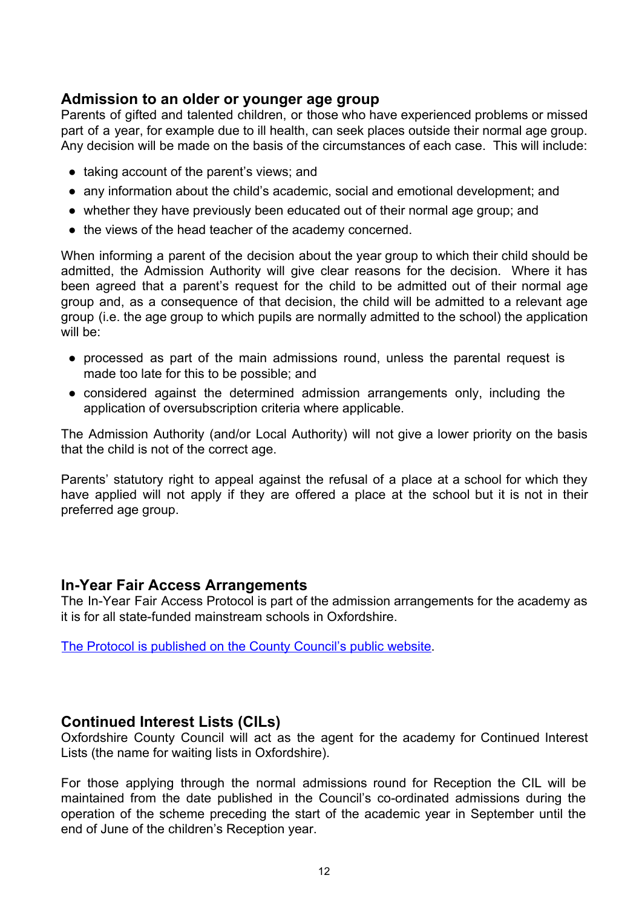## Admission to an older or younger age group

Parents of gifted and talented children, or those who have experienced problems or missed part of a year, for example due to ill health, can seek places outside their normal age group. Any decision will be made on the basis of the circumstances of each case. This will include:

- taking account of the parent's views; and
- any information about the child's academic, social and emotional development; and
- whether they have previously been educated out of their normal age group; and
- the views of the head teacher of the academy concerned.

When informing a parent of the decision about the year group to which their child should be admitted, the Admission Authority will give clear reasons for the decision. Where it has been agreed that a parent's request for the child to be admitted out of their normal age group and, as a consequence of that decision, the child will be admitted to a relevant age group (i.e. the age group to which pupils are normally admitted to the school) the application will be:

- processed as part of the main admissions round, unless the parental request is made too late for this to be possible; and
- considered against the determined admission arrangements only, including the application of oversubscription criteria where applicable.

The Admission Authority (and/or Local Authority) will not give a lower priority on the basis that the child is not of the correct age.

Parents' statutory right to appeal against the refusal of a place at a school for which they have applied will not apply if they are offered a place at the school but it is not in their preferred age group.

## In-Year Fair Access Arrangements

The In-Year Fair Access Protocol is part of the admission arrangements for the academy as it is for all state-funded mainstream schools in Oxfordshire.

The Protocol is published on the County Council's public website.

## Continued Interest Lists (CILs)

Oxfordshire County Council will act as the agent for the academy for Continued Interest Lists (the name for waiting lists in Oxfordshire).

For those applying through the normal admissions round for Reception the CIL will be maintained from the date published in the Council's co-ordinated admissions during the operation of the scheme preceding the start of the academic year in September until the end of June of the children's Reception year.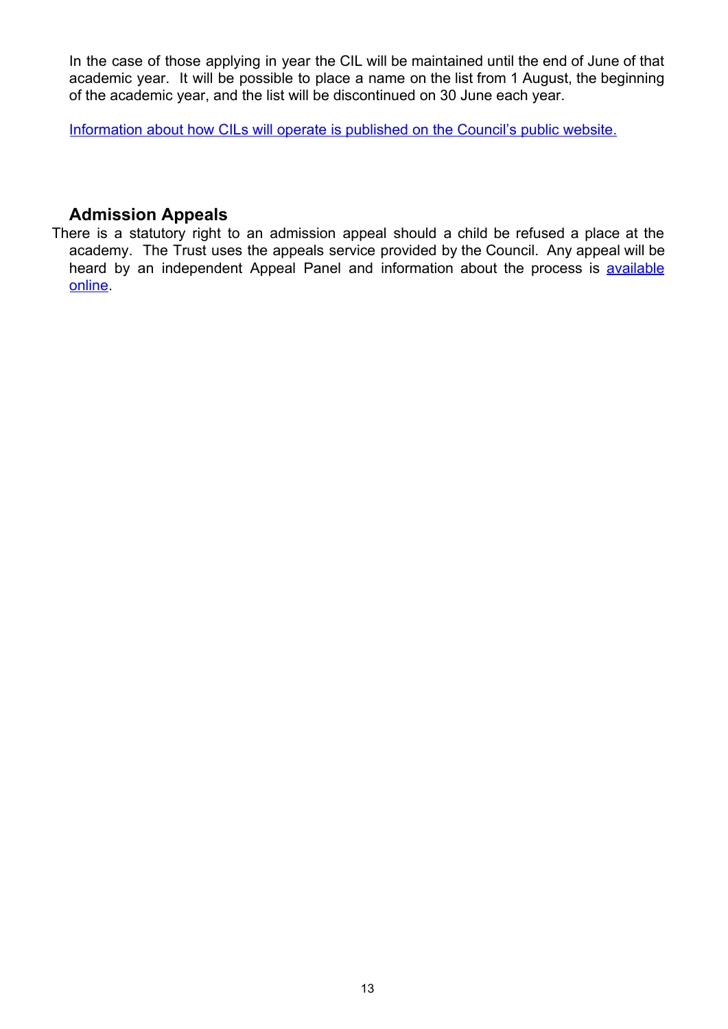In the case of those applying in year the CIL will be maintained until the end of June of that academic year. It will be possible to place a name on the list from 1 August, the beginning of the academic year, and the list will be discontinued on 30 June each year.

Information about how CILs will operate is published on the Council's public website.

## Admission Appeals

There is a statutory right to an admission appeal should a child be refused a place at the academy. The Trust uses the appeals service provided by the Council. Any appeal will be heard by an independent Appeal Panel and information about the process is available online.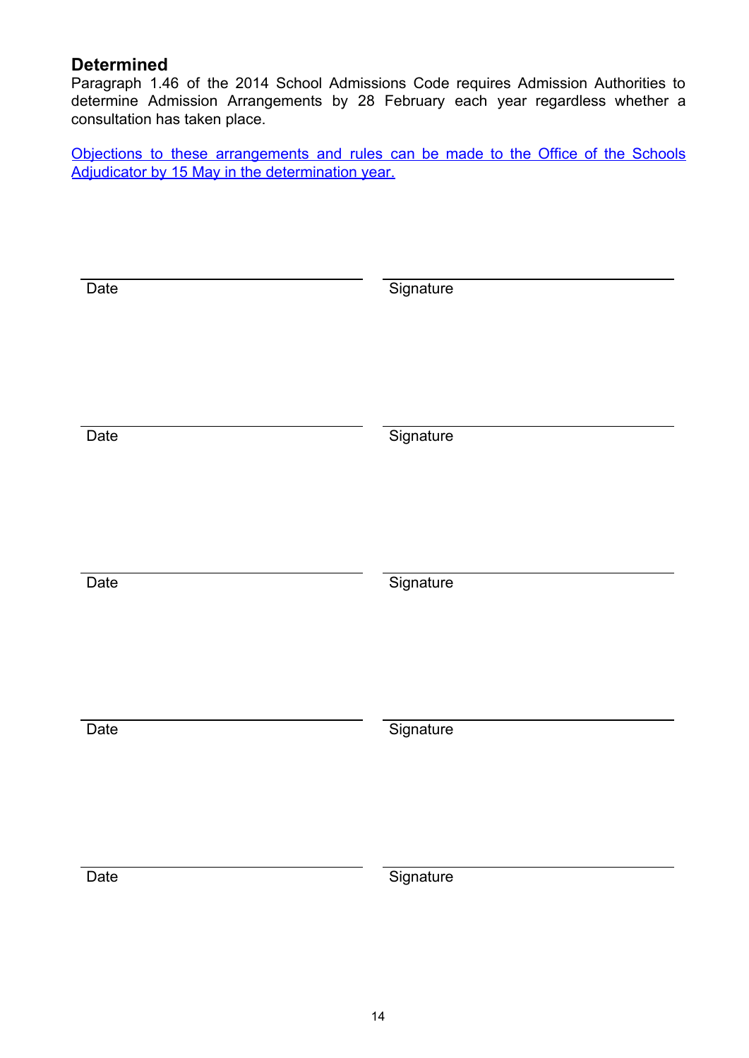## Determined

Paragraph 1.46 of the 2014 School Admissions Code requires Admission Authorities to determine Admission Arrangements by 28 February each year regardless whether a consultation has taken place.

Objections to these arrangements and rules can be made to the Office of the Schools Adjudicator by 15 May in the determination year.

| | |
|---|---|
| Date | Signature |
| Date | Signature |
| Date | Signature |
| Date | Signature |
| Date | Signature |